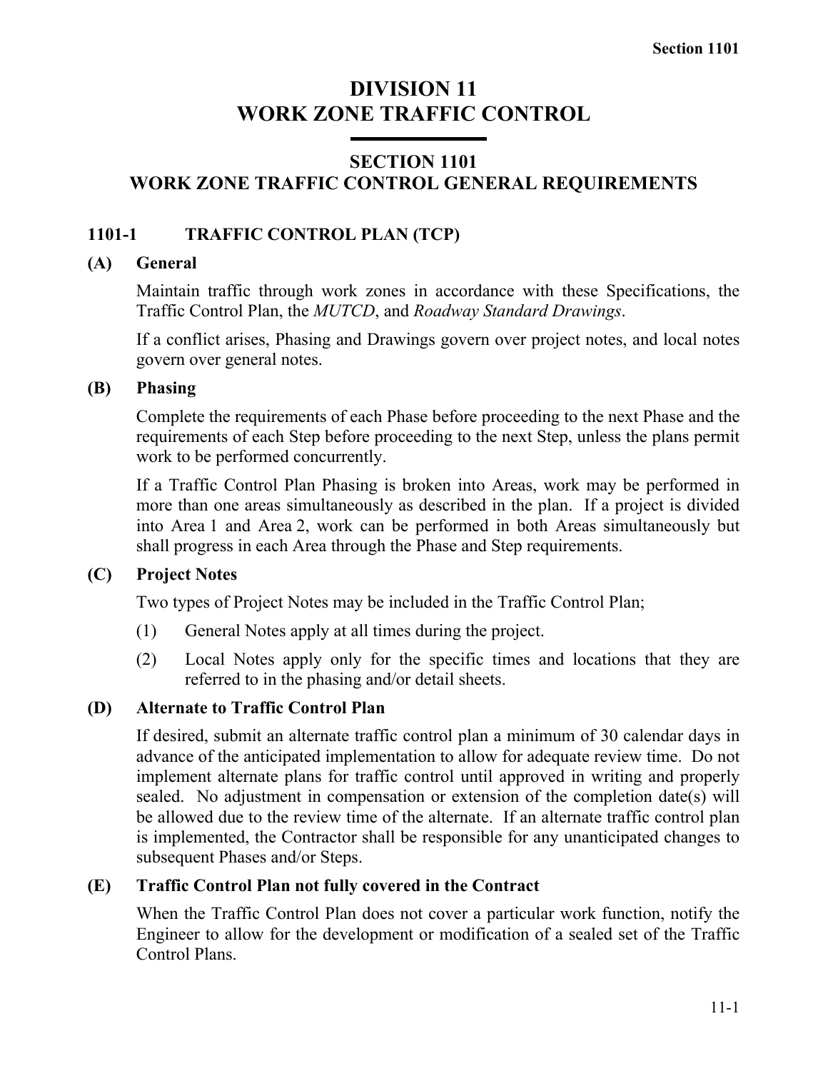# DIVISION 11
# WORK ZONE TRAFFIC CONTROL

## SECTION 1101
## WORK ZONE TRAFFIC CONTROL GENERAL REQUIREMENTS

### 1101-1 TRAFFIC CONTROL PLAN (TCP)

**(A) General**

Maintain traffic through work zones in accordance with these Specifications, the Traffic Control Plan, the *MUTCD*, and *Roadway Standard Drawings*.

If a conflict arises, Phasing and Drawings govern over project notes, and local notes govern over general notes.

**(B) Phasing**

Complete the requirements of each Phase before proceeding to the next Phase and the requirements of each Step before proceeding to the next Step, unless the plans permit work to be performed concurrently.

If a Traffic Control Plan Phasing is broken into Areas, work may be performed in more than one areas simultaneously as described in the plan. If a project is divided into Area 1 and Area 2, work can be performed in both Areas simultaneously but shall progress in each Area through the Phase and Step requirements.

**(C) Project Notes**

Two types of Project Notes may be included in the Traffic Control Plan;

(1) General Notes apply at all times during the project.

(2) Local Notes apply only for the specific times and locations that they are referred to in the phasing and/or detail sheets.

**(D) Alternate to Traffic Control Plan**

If desired, submit an alternate traffic control plan a minimum of 30 calendar days in advance of the anticipated implementation to allow for adequate review time. Do not implement alternate plans for traffic control until approved in writing and properly sealed. No adjustment in compensation or extension of the completion date(s) will be allowed due to the review time of the alternate. If an alternate traffic control plan is implemented, the Contractor shall be responsible for any unanticipated changes to subsequent Phases and/or Steps.

**(E) Traffic Control Plan not fully covered in the Contract**

When the Traffic Control Plan does not cover a particular work function, notify the Engineer to allow for the development or modification of a sealed set of the Traffic Control Plans.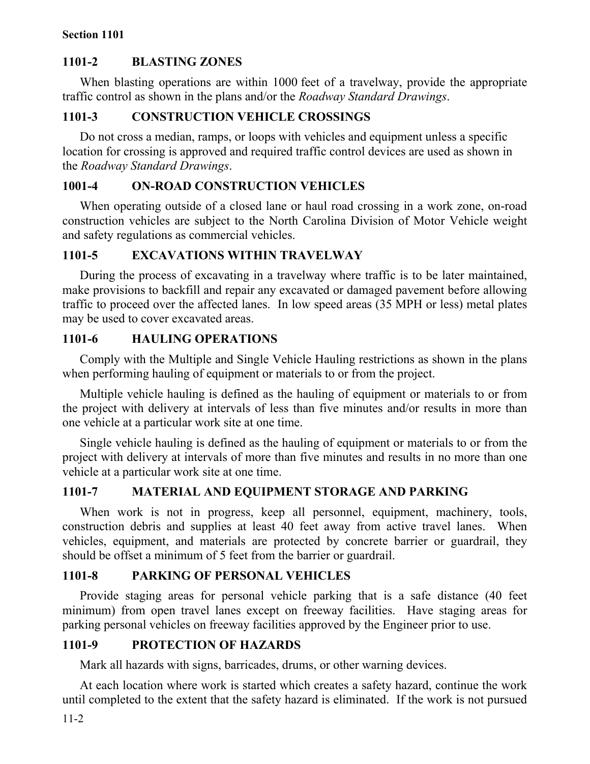## 1101-2 BLASTING ZONES

When blasting operations are within 1000 feet of a travelway, provide the appropriate traffic control as shown in the plans and/or the *Roadway Standard Drawings*.

## 1101-3 CONSTRUCTION VEHICLE CROSSINGS

Do not cross a median, ramps, or loops with vehicles and equipment unless a specific location for crossing is approved and required traffic control devices are used as shown in the *Roadway Standard Drawings*.

## 1001-4 ON-ROAD CONSTRUCTION VEHICLES

When operating outside of a closed lane or haul road crossing in a work zone, on-road construction vehicles are subject to the North Carolina Division of Motor Vehicle weight and safety regulations as commercial vehicles.

## 1101-5 EXCAVATIONS WITHIN TRAVELWAY

During the process of excavating in a travelway where traffic is to be later maintained, make provisions to backfill and repair any excavated or damaged pavement before allowing traffic to proceed over the affected lanes. In low speed areas (35 MPH or less) metal plates may be used to cover excavated areas.

## 1101-6 HAULING OPERATIONS

Comply with the Multiple and Single Vehicle Hauling restrictions as shown in the plans when performing hauling of equipment or materials to or from the project.

Multiple vehicle hauling is defined as the hauling of equipment or materials to or from the project with delivery at intervals of less than five minutes and/or results in more than one vehicle at a particular work site at one time.

Single vehicle hauling is defined as the hauling of equipment or materials to or from the project with delivery at intervals of more than five minutes and results in no more than one vehicle at a particular work site at one time.

## 1101-7 MATERIAL AND EQUIPMENT STORAGE AND PARKING

When work is not in progress, keep all personnel, equipment, machinery, tools, construction debris and supplies at least 40 feet away from active travel lanes. When vehicles, equipment, and materials are protected by concrete barrier or guardrail, they should be offset a minimum of 5 feet from the barrier or guardrail.

## 1101-8 PARKING OF PERSONAL VEHICLES

Provide staging areas for personal vehicle parking that is a safe distance (40 feet minimum) from open travel lanes except on freeway facilities. Have staging areas for parking personal vehicles on freeway facilities approved by the Engineer prior to use.

## 1101-9 PROTECTION OF HAZARDS

Mark all hazards with signs, barricades, drums, or other warning devices.

At each location where work is started which creates a safety hazard, continue the work until completed to the extent that the safety hazard is eliminated. If the work is not pursued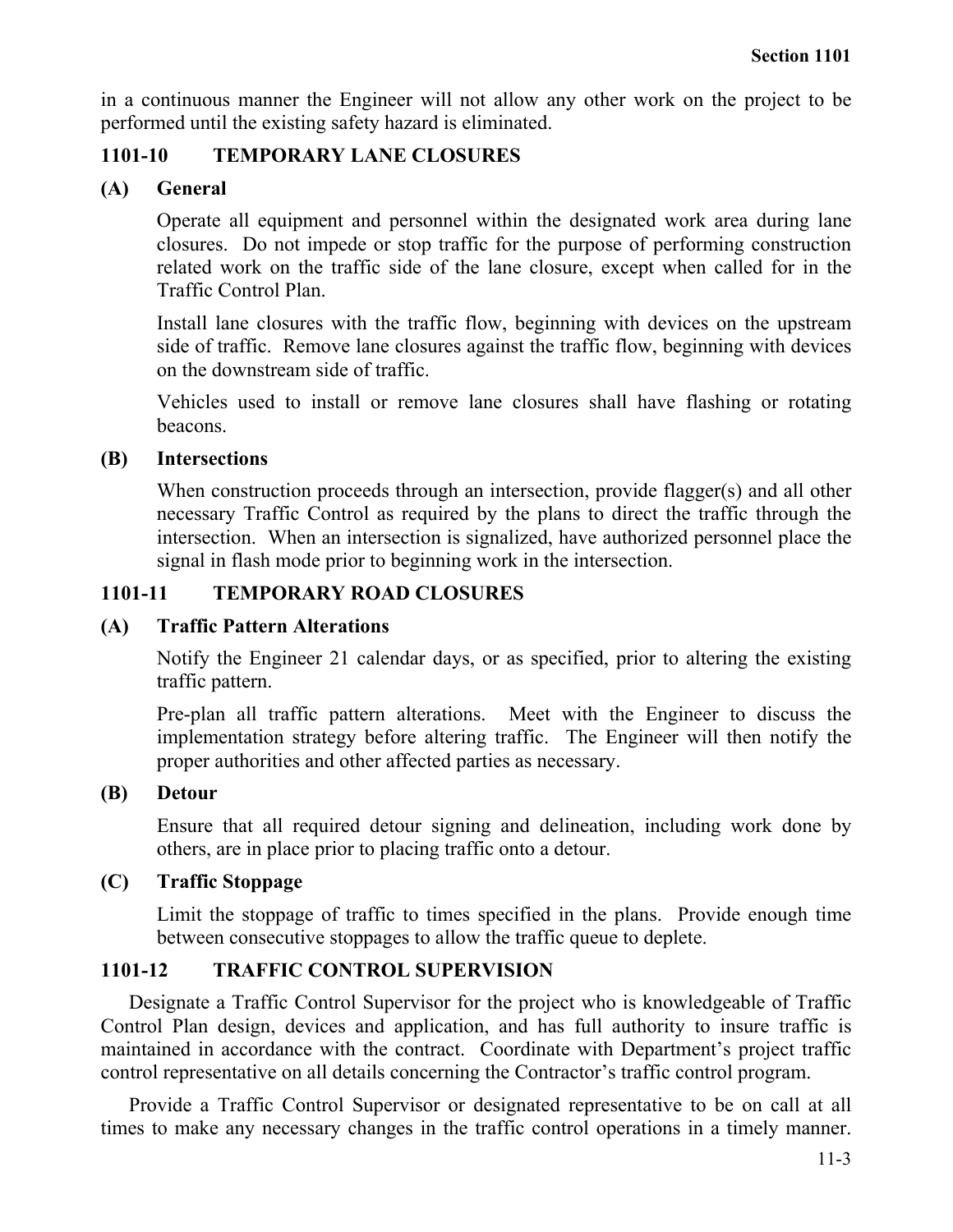in a continuous manner the Engineer will not allow any other work on the project to be performed until the existing safety hazard is eliminated.

## 1101-10 TEMPORARY LANE CLOSURES

### (A) General

Operate all equipment and personnel within the designated work area during lane closures. Do not impede or stop traffic for the purpose of performing construction related work on the traffic side of the lane closure, except when called for in the Traffic Control Plan.

Install lane closures with the traffic flow, beginning with devices on the upstream side of traffic. Remove lane closures against the traffic flow, beginning with devices on the downstream side of traffic.

Vehicles used to install or remove lane closures shall have flashing or rotating beacons.

### (B) Intersections

When construction proceeds through an intersection, provide flagger(s) and all other necessary Traffic Control as required by the plans to direct the traffic through the intersection. When an intersection is signalized, have authorized personnel place the signal in flash mode prior to beginning work in the intersection.

## 1101-11 TEMPORARY ROAD CLOSURES

### (A) Traffic Pattern Alterations

Notify the Engineer 21 calendar days, or as specified, prior to altering the existing traffic pattern.

Pre-plan all traffic pattern alterations. Meet with the Engineer to discuss the implementation strategy before altering traffic. The Engineer will then notify the proper authorities and other affected parties as necessary.

### (B) Detour

Ensure that all required detour signing and delineation, including work done by others, are in place prior to placing traffic onto a detour.

### (C) Traffic Stoppage

Limit the stoppage of traffic to times specified in the plans. Provide enough time between consecutive stoppages to allow the traffic queue to deplete.

## 1101-12 TRAFFIC CONTROL SUPERVISION

Designate a Traffic Control Supervisor for the project who is knowledgeable of Traffic Control Plan design, devices and application, and has full authority to insure traffic is maintained in accordance with the contract. Coordinate with Department's project traffic control representative on all details concerning the Contractor's traffic control program.

Provide a Traffic Control Supervisor or designated representative to be on call at all times to make any necessary changes in the traffic control operations in a timely manner.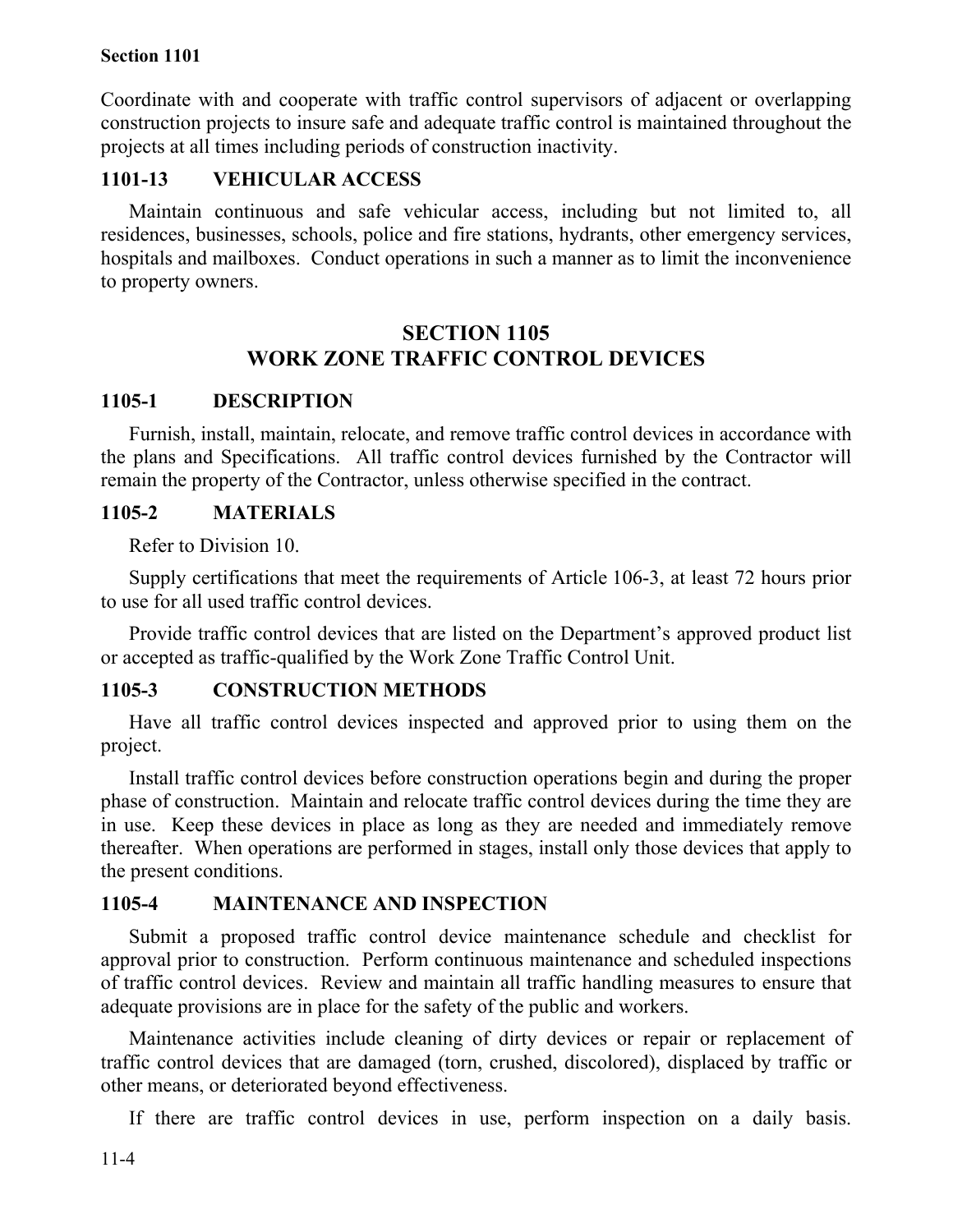Coordinate with and cooperate with traffic control supervisors of adjacent or overlapping construction projects to insure safe and adequate traffic control is maintained throughout the projects at all times including periods of construction inactivity.

### 1101-13 VEHICULAR ACCESS

Maintain continuous and safe vehicular access, including but not limited to, all residences, businesses, schools, police and fire stations, hydrants, other emergency services, hospitals and mailboxes. Conduct operations in such a manner as to limit the inconvenience to property owners.

## SECTION 1105
## WORK ZONE TRAFFIC CONTROL DEVICES

### 1105-1 DESCRIPTION

Furnish, install, maintain, relocate, and remove traffic control devices in accordance with the plans and Specifications. All traffic control devices furnished by the Contractor will remain the property of the Contractor, unless otherwise specified in the contract.

### 1105-2 MATERIALS

Refer to Division 10.

Supply certifications that meet the requirements of Article 106-3, at least 72 hours prior to use for all used traffic control devices.

Provide traffic control devices that are listed on the Department's approved product list or accepted as traffic-qualified by the Work Zone Traffic Control Unit.

### 1105-3 CONSTRUCTION METHODS

Have all traffic control devices inspected and approved prior to using them on the project.

Install traffic control devices before construction operations begin and during the proper phase of construction. Maintain and relocate traffic control devices during the time they are in use. Keep these devices in place as long as they are needed and immediately remove thereafter. When operations are performed in stages, install only those devices that apply to the present conditions.

### 1105-4 MAINTENANCE AND INSPECTION

Submit a proposed traffic control device maintenance schedule and checklist for approval prior to construction. Perform continuous maintenance and scheduled inspections of traffic control devices. Review and maintain all traffic handling measures to ensure that adequate provisions are in place for the safety of the public and workers.

Maintenance activities include cleaning of dirty devices or repair or replacement of traffic control devices that are damaged (torn, crushed, discolored), displaced by traffic or other means, or deteriorated beyond effectiveness.

If there are traffic control devices in use, perform inspection on a daily basis.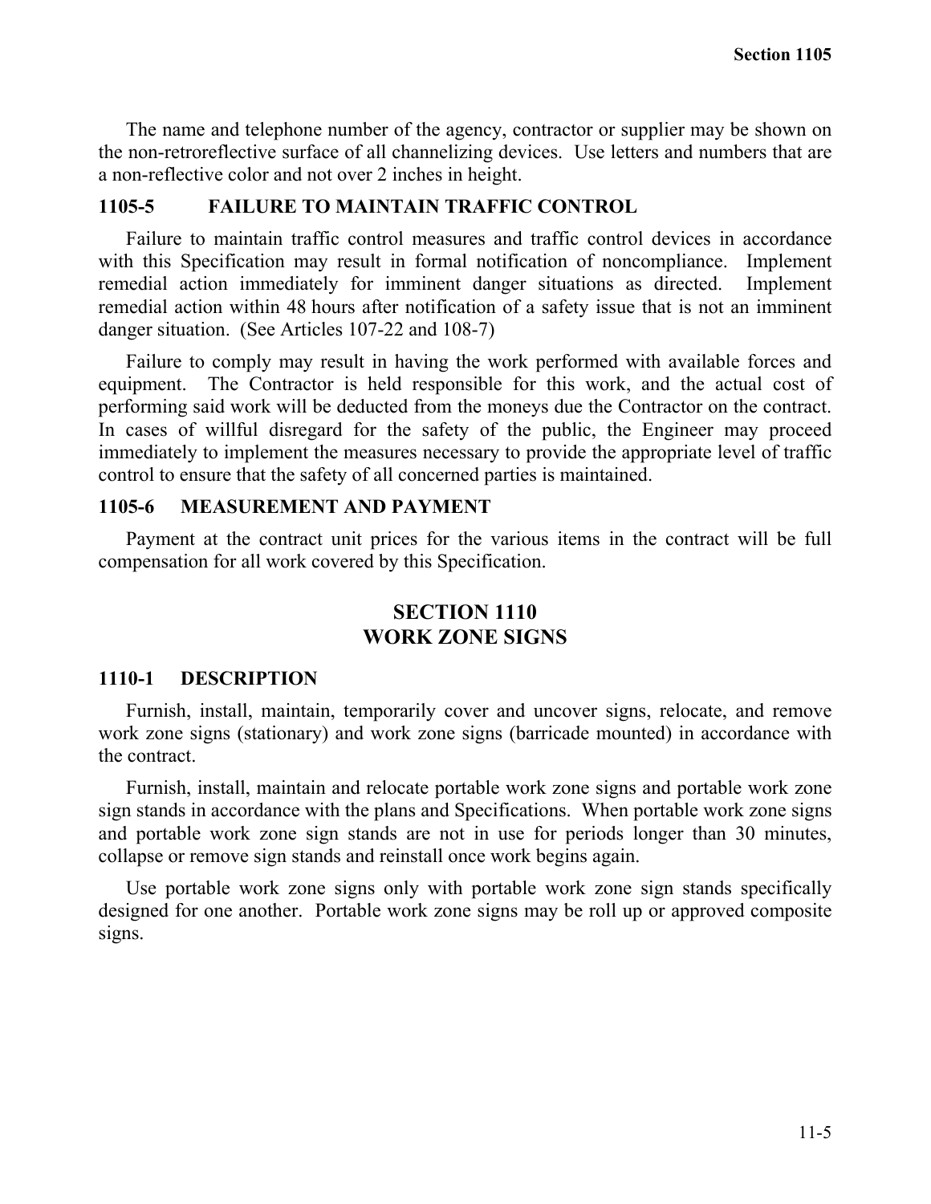The name and telephone number of the agency, contractor or supplier may be shown on the non-retroreflective surface of all channelizing devices. Use letters and numbers that are a non-reflective color and not over 2 inches in height.

### 1105-5 FAILURE TO MAINTAIN TRAFFIC CONTROL

Failure to maintain traffic control measures and traffic control devices in accordance with this Specification may result in formal notification of noncompliance. Implement remedial action immediately for imminent danger situations as directed. Implement remedial action within 48 hours after notification of a safety issue that is not an imminent danger situation. (See Articles 107-22 and 108-7)

Failure to comply may result in having the work performed with available forces and equipment. The Contractor is held responsible for this work, and the actual cost of performing said work will be deducted from the moneys due the Contractor on the contract. In cases of willful disregard for the safety of the public, the Engineer may proceed immediately to implement the measures necessary to provide the appropriate level of traffic control to ensure that the safety of all concerned parties is maintained.

### 1105-6 MEASUREMENT AND PAYMENT

Payment at the contract unit prices for the various items in the contract will be full compensation for all work covered by this Specification.

## SECTION 1110
## WORK ZONE SIGNS

### 1110-1 DESCRIPTION

Furnish, install, maintain, temporarily cover and uncover signs, relocate, and remove work zone signs (stationary) and work zone signs (barricade mounted) in accordance with the contract.

Furnish, install, maintain and relocate portable work zone signs and portable work zone sign stands in accordance with the plans and Specifications. When portable work zone signs and portable work zone sign stands are not in use for periods longer than 30 minutes, collapse or remove sign stands and reinstall once work begins again.

Use portable work zone signs only with portable work zone sign stands specifically designed for one another. Portable work zone signs may be roll up or approved composite signs.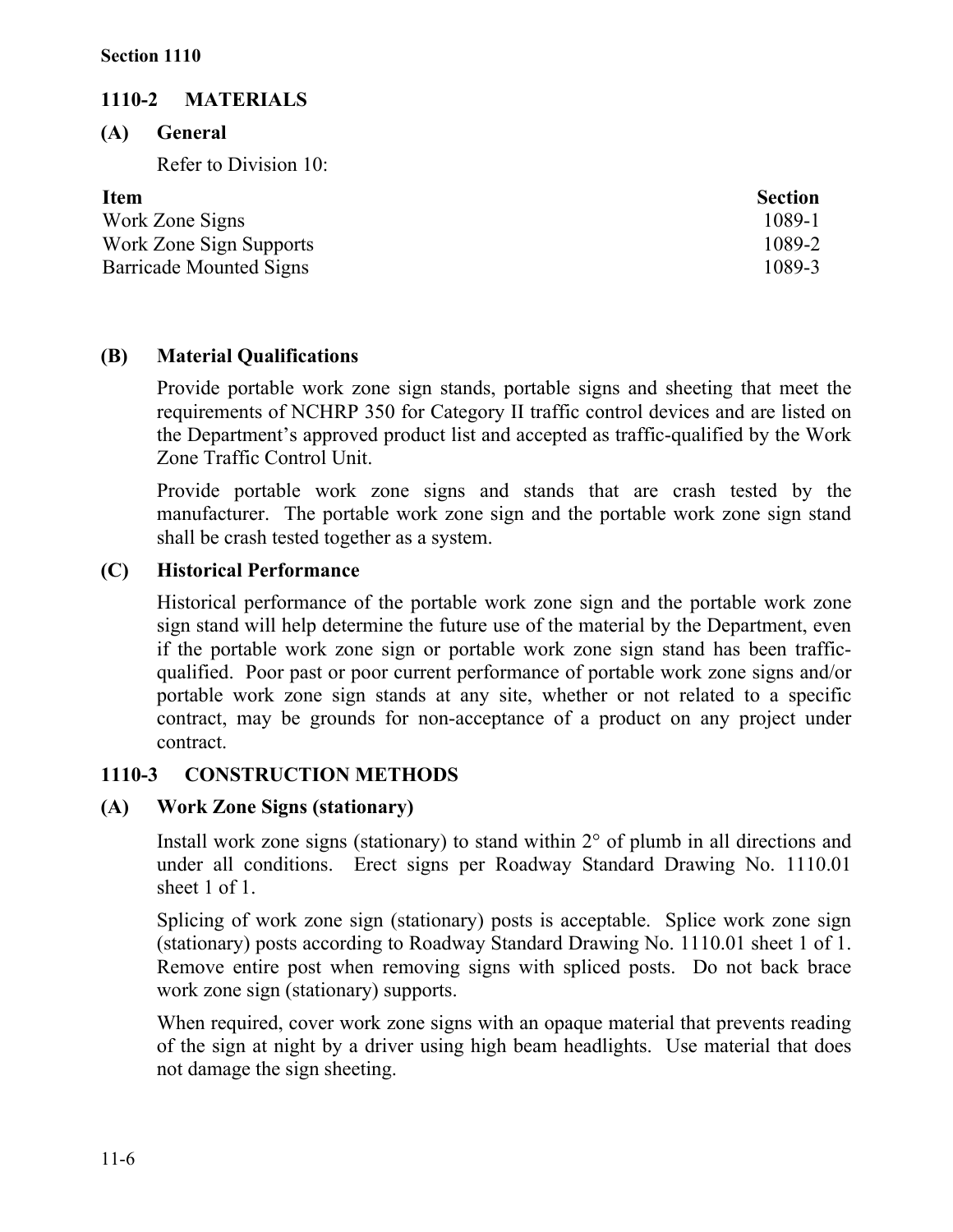## 1110-2 MATERIALS

### (A) General

Refer to Division 10:

| Item | Section |
|---|---|
| Work Zone Signs | 1089-1 |
| Work Zone Sign Supports | 1089-2 |
| Barricade Mounted Signs | 1089-3 |

### (B) Material Qualifications

Provide portable work zone sign stands, portable signs and sheeting that meet the requirements of NCHRP 350 for Category II traffic control devices and are listed on the Department's approved product list and accepted as traffic-qualified by the Work Zone Traffic Control Unit.

Provide portable work zone signs and stands that are crash tested by the manufacturer. The portable work zone sign and the portable work zone sign stand shall be crash tested together as a system.

### (C) Historical Performance

Historical performance of the portable work zone sign and the portable work zone sign stand will help determine the future use of the material by the Department, even if the portable work zone sign or portable work zone sign stand has been traffic-qualified. Poor past or poor current performance of portable work zone signs and/or portable work zone sign stands at any site, whether or not related to a specific contract, may be grounds for non-acceptance of a product on any project under contract.

## 1110-3 CONSTRUCTION METHODS

### (A) Work Zone Signs (stationary)

Install work zone signs (stationary) to stand within 2° of plumb in all directions and under all conditions. Erect signs per Roadway Standard Drawing No. 1110.01 sheet 1 of 1.

Splicing of work zone sign (stationary) posts is acceptable. Splice work zone sign (stationary) posts according to Roadway Standard Drawing No. 1110.01 sheet 1 of 1. Remove entire post when removing signs with spliced posts. Do not back brace work zone sign (stationary) supports.

When required, cover work zone signs with an opaque material that prevents reading of the sign at night by a driver using high beam headlights. Use material that does not damage the sign sheeting.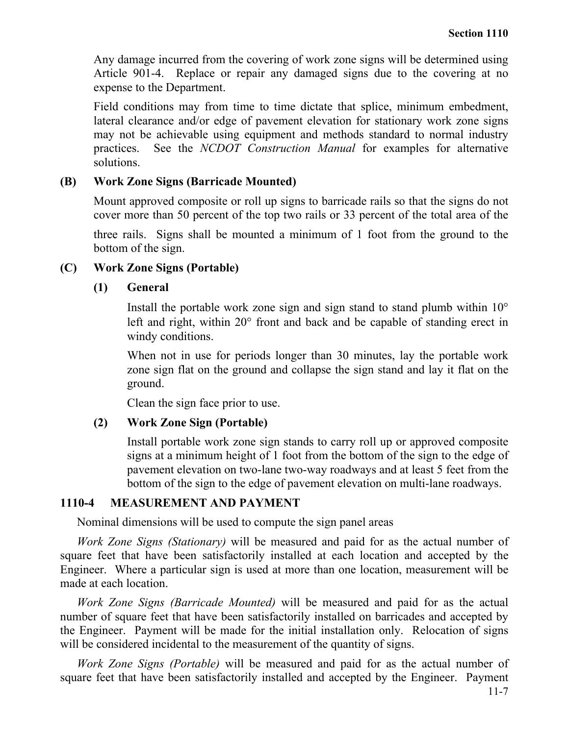Any damage incurred from the covering of work zone signs will be determined using Article 901-4. Replace or repair any damaged signs due to the covering at no expense to the Department.

Field conditions may from time to time dictate that splice, minimum embedment, lateral clearance and/or edge of pavement elevation for stationary work zone signs may not be achievable using equipment and methods standard to normal industry practices. See the *NCDOT Construction Manual* for examples for alternative solutions.

**(B) Work Zone Signs (Barricade Mounted)**

Mount approved composite or roll up signs to barricade rails so that the signs do not cover more than 50 percent of the top two rails or 33 percent of the total area of the three rails. Signs shall be mounted a minimum of 1 foot from the ground to the bottom of the sign.

**(C) Work Zone Signs (Portable)**

**(1) General**

Install the portable work zone sign and sign stand to stand plumb within 10° left and right, within 20° front and back and be capable of standing erect in windy conditions.

When not in use for periods longer than 30 minutes, lay the portable work zone sign flat on the ground and collapse the sign stand and lay it flat on the ground.

Clean the sign face prior to use.

**(2) Work Zone Sign (Portable)**

Install portable work zone sign stands to carry roll up or approved composite signs at a minimum height of 1 foot from the bottom of the sign to the edge of pavement elevation on two-lane two-way roadways and at least 5 feet from the bottom of the sign to the edge of pavement elevation on multi-lane roadways.

## 1110-4 MEASUREMENT AND PAYMENT

Nominal dimensions will be used to compute the sign panel areas

*Work Zone Signs (Stationary)* will be measured and paid for as the actual number of square feet that have been satisfactorily installed at each location and accepted by the Engineer. Where a particular sign is used at more than one location, measurement will be made at each location.

*Work Zone Signs (Barricade Mounted)* will be measured and paid for as the actual number of square feet that have been satisfactorily installed on barricades and accepted by the Engineer. Payment will be made for the initial installation only. Relocation of signs will be considered incidental to the measurement of the quantity of signs.

*Work Zone Signs (Portable)* will be measured and paid for as the actual number of square feet that have been satisfactorily installed and accepted by the Engineer. Payment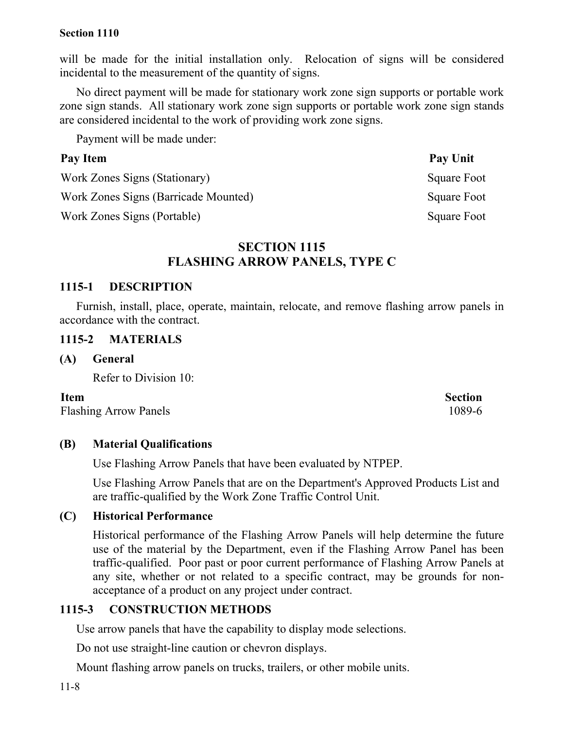will be made for the initial installation only. Relocation of signs will be considered incidental to the measurement of the quantity of signs.

No direct payment will be made for stationary work zone sign supports or portable work zone sign stands. All stationary work zone sign supports or portable work zone sign stands are considered incidental to the work of providing work zone signs.

Payment will be made under:

| Pay Item | Pay Unit |
|---|---|
| Work Zones Signs (Stationary) | Square Foot |
| Work Zones Signs (Barricade Mounted) | Square Foot |
| Work Zones Signs (Portable) | Square Foot |

# SECTION 1115
# FLASHING ARROW PANELS, TYPE C

## 1115-1 DESCRIPTION

Furnish, install, place, operate, maintain, relocate, and remove flashing arrow panels in accordance with the contract.

## 1115-2 MATERIALS

### (A) General

Refer to Division 10:

| Item | Section |
|---|---|
| Flashing Arrow Panels | 1089-6 |

### (B) Material Qualifications

Use Flashing Arrow Panels that have been evaluated by NTPEP.

Use Flashing Arrow Panels that are on the Department's Approved Products List and are traffic-qualified by the Work Zone Traffic Control Unit.

### (C) Historical Performance

Historical performance of the Flashing Arrow Panels will help determine the future use of the material by the Department, even if the Flashing Arrow Panel has been traffic-qualified. Poor past or poor current performance of Flashing Arrow Panels at any site, whether or not related to a specific contract, may be grounds for non-acceptance of a product on any project under contract.

## 1115-3 CONSTRUCTION METHODS

Use arrow panels that have the capability to display mode selections.

Do not use straight-line caution or chevron displays.

Mount flashing arrow panels on trucks, trailers, or other mobile units.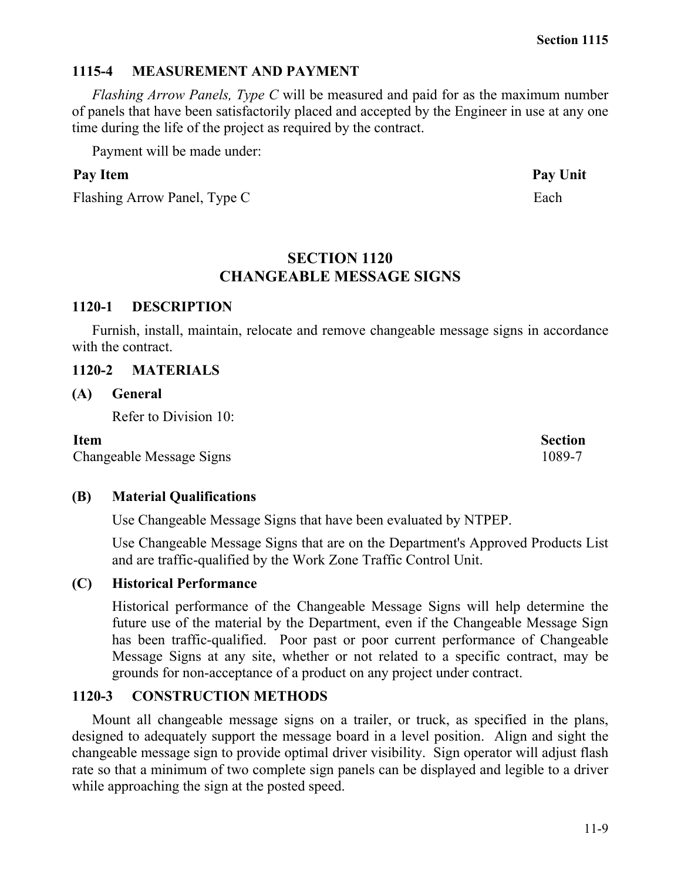### 1115-4 MEASUREMENT AND PAYMENT

*Flashing Arrow Panels, Type C* will be measured and paid for as the maximum number of panels that have been satisfactorily placed and accepted by the Engineer in use at any one time during the life of the project as required by the contract.

Payment will be made under:

| Pay Item | Pay Unit |
|---|---|
| Flashing Arrow Panel, Type C | Each |

## SECTION 1120
## CHANGEABLE MESSAGE SIGNS

### 1120-1 DESCRIPTION

Furnish, install, maintain, relocate and remove changeable message signs in accordance with the contract.

### 1120-2 MATERIALS

#### (A) General

Refer to Division 10:

| Item | Section |
|---|---|
| Changeable Message Signs | 1089-7 |

#### (B) Material Qualifications

Use Changeable Message Signs that have been evaluated by NTPEP.

Use Changeable Message Signs that are on the Department's Approved Products List and are traffic-qualified by the Work Zone Traffic Control Unit.

#### (C) Historical Performance

Historical performance of the Changeable Message Signs will help determine the future use of the material by the Department, even if the Changeable Message Sign has been traffic-qualified. Poor past or poor current performance of Changeable Message Signs at any site, whether or not related to a specific contract, may be grounds for non-acceptance of a product on any project under contract.

### 1120-3 CONSTRUCTION METHODS

Mount all changeable message signs on a trailer, or truck, as specified in the plans, designed to adequately support the message board in a level position. Align and sight the changeable message sign to provide optimal driver visibility. Sign operator will adjust flash rate so that a minimum of two complete sign panels can be displayed and legible to a driver while approaching the sign at the posted speed.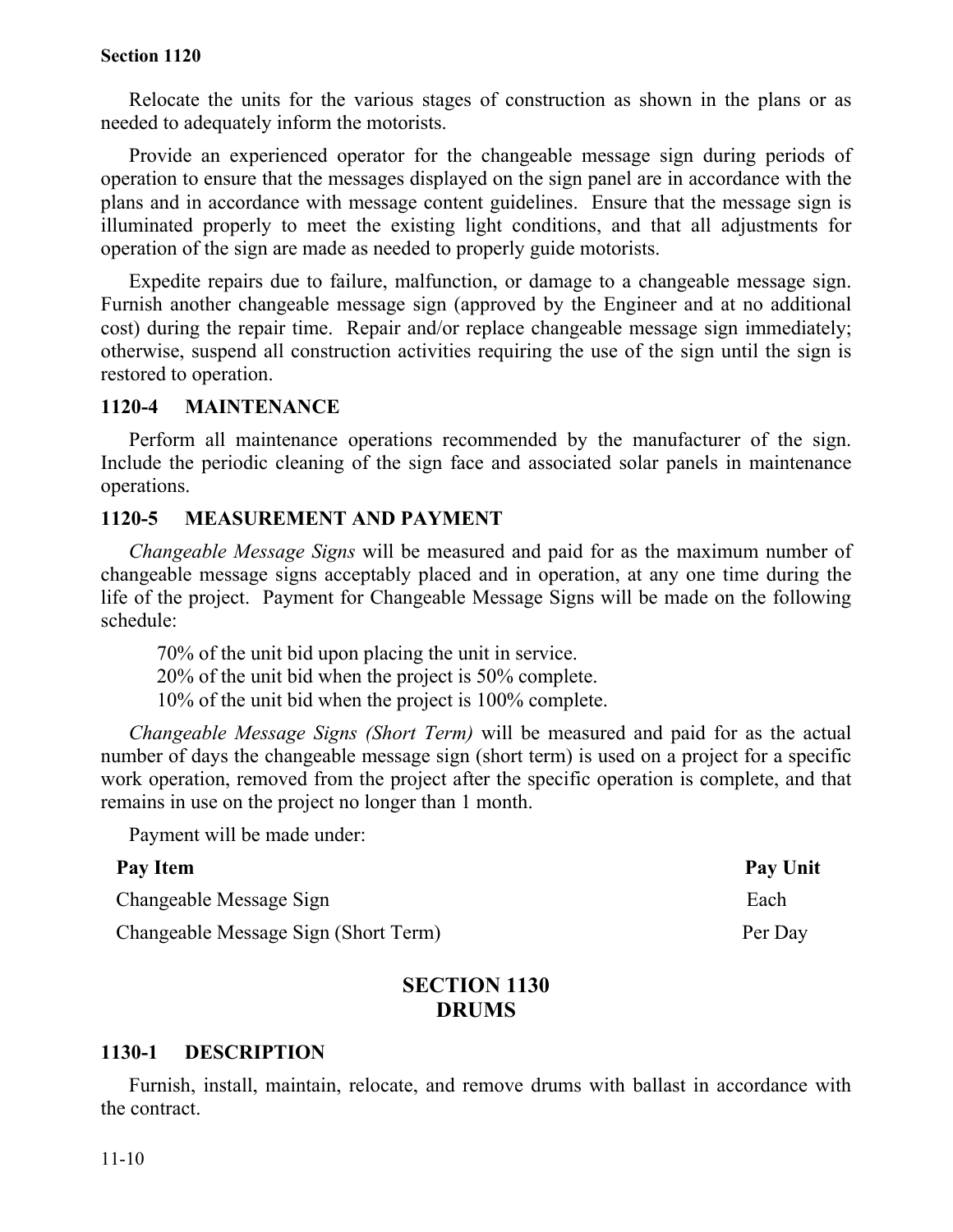Relocate the units for the various stages of construction as shown in the plans or as needed to adequately inform the motorists.

Provide an experienced operator for the changeable message sign during periods of operation to ensure that the messages displayed on the sign panel are in accordance with the plans and in accordance with message content guidelines. Ensure that the message sign is illuminated properly to meet the existing light conditions, and that all adjustments for operation of the sign are made as needed to properly guide motorists.

Expedite repairs due to failure, malfunction, or damage to a changeable message sign. Furnish another changeable message sign (approved by the Engineer and at no additional cost) during the repair time. Repair and/or replace changeable message sign immediately; otherwise, suspend all construction activities requiring the use of the sign until the sign is restored to operation.

### 1120-4 MAINTENANCE

Perform all maintenance operations recommended by the manufacturer of the sign. Include the periodic cleaning of the sign face and associated solar panels in maintenance operations.

### 1120-5 MEASUREMENT AND PAYMENT

*Changeable Message Signs* will be measured and paid for as the maximum number of changeable message signs acceptably placed and in operation, at any one time during the life of the project. Payment for Changeable Message Signs will be made on the following schedule:

70% of the unit bid upon placing the unit in service.
20% of the unit bid when the project is 50% complete.
10% of the unit bid when the project is 100% complete.

*Changeable Message Signs (Short Term)* will be measured and paid for as the actual number of days the changeable message sign (short term) is used on a project for a specific work operation, removed from the project after the specific operation is complete, and that remains in use on the project no longer than 1 month.

Payment will be made under:

| Pay Item | Pay Unit |
|---|---|
| Changeable Message Sign | Each |
| Changeable Message Sign (Short Term) | Per Day |

## SECTION 1130 DRUMS

### 1130-1 DESCRIPTION

Furnish, install, maintain, relocate, and remove drums with ballast in accordance with the contract.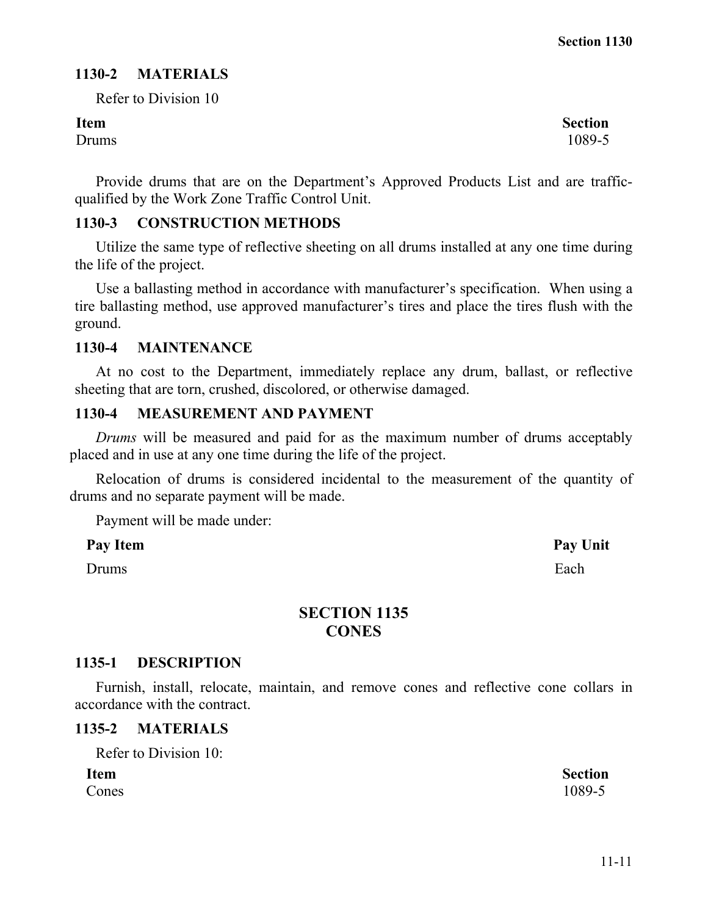## 1130-2 MATERIALS

Refer to Division 10

| Item | Section |
|---|---|
| Drums | 1089-5 |

Provide drums that are on the Department's Approved Products List and are traffic-qualified by the Work Zone Traffic Control Unit.

## 1130-3 CONSTRUCTION METHODS

Utilize the same type of reflective sheeting on all drums installed at any one time during the life of the project.

Use a ballasting method in accordance with manufacturer's specification. When using a tire ballasting method, use approved manufacturer's tires and place the tires flush with the ground.

## 1130-4 MAINTENANCE

At no cost to the Department, immediately replace any drum, ballast, or reflective sheeting that are torn, crushed, discolored, or otherwise damaged.

## 1130-4 MEASUREMENT AND PAYMENT

*Drums* will be measured and paid for as the maximum number of drums acceptably placed and in use at any one time during the life of the project.

Relocation of drums is considered incidental to the measurement of the quantity of drums and no separate payment will be made.

Payment will be made under:

| Pay Item | Pay Unit |
|---|---|
| Drums | Each |

# SECTION 1135 CONES

## 1135-1 DESCRIPTION

Furnish, install, relocate, maintain, and remove cones and reflective cone collars in accordance with the contract.

## 1135-2 MATERIALS

Refer to Division 10:

| Item | Section |
|---|---|
| Cones | 1089-5 |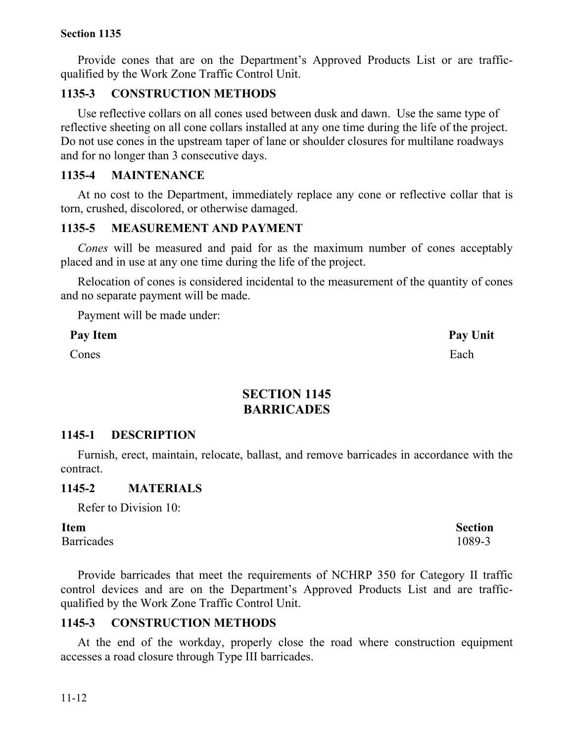Provide cones that are on the Department's Approved Products List or are traffic-qualified by the Work Zone Traffic Control Unit.

### 1135-3 CONSTRUCTION METHODS

Use reflective collars on all cones used between dusk and dawn. Use the same type of reflective sheeting on all cone collars installed at any one time during the life of the project. Do not use cones in the upstream taper of lane or shoulder closures for multilane roadways and for no longer than 3 consecutive days.

### 1135-4 MAINTENANCE

At no cost to the Department, immediately replace any cone or reflective collar that is torn, crushed, discolored, or otherwise damaged.

### 1135-5 MEASUREMENT AND PAYMENT

*Cones* will be measured and paid for as the maximum number of cones acceptably placed and in use at any one time during the life of the project.

Relocation of cones is considered incidental to the measurement of the quantity of cones and no separate payment will be made.

Payment will be made under:

| Pay Item | Pay Unit |
|---|---|
| Cones | Each |

## SECTION 1145
## BARRICADES

### 1145-1 DESCRIPTION

Furnish, erect, maintain, relocate, ballast, and remove barricades in accordance with the contract.

### 1145-2 MATERIALS

Refer to Division 10:

| Item | Section |
|---|---|
| Barricades | 1089-3 |

Provide barricades that meet the requirements of NCHRP 350 for Category II traffic control devices and are on the Department's Approved Products List and are traffic-qualified by the Work Zone Traffic Control Unit.

### 1145-3 CONSTRUCTION METHODS

At the end of the workday, properly close the road where construction equipment accesses a road closure through Type III barricades.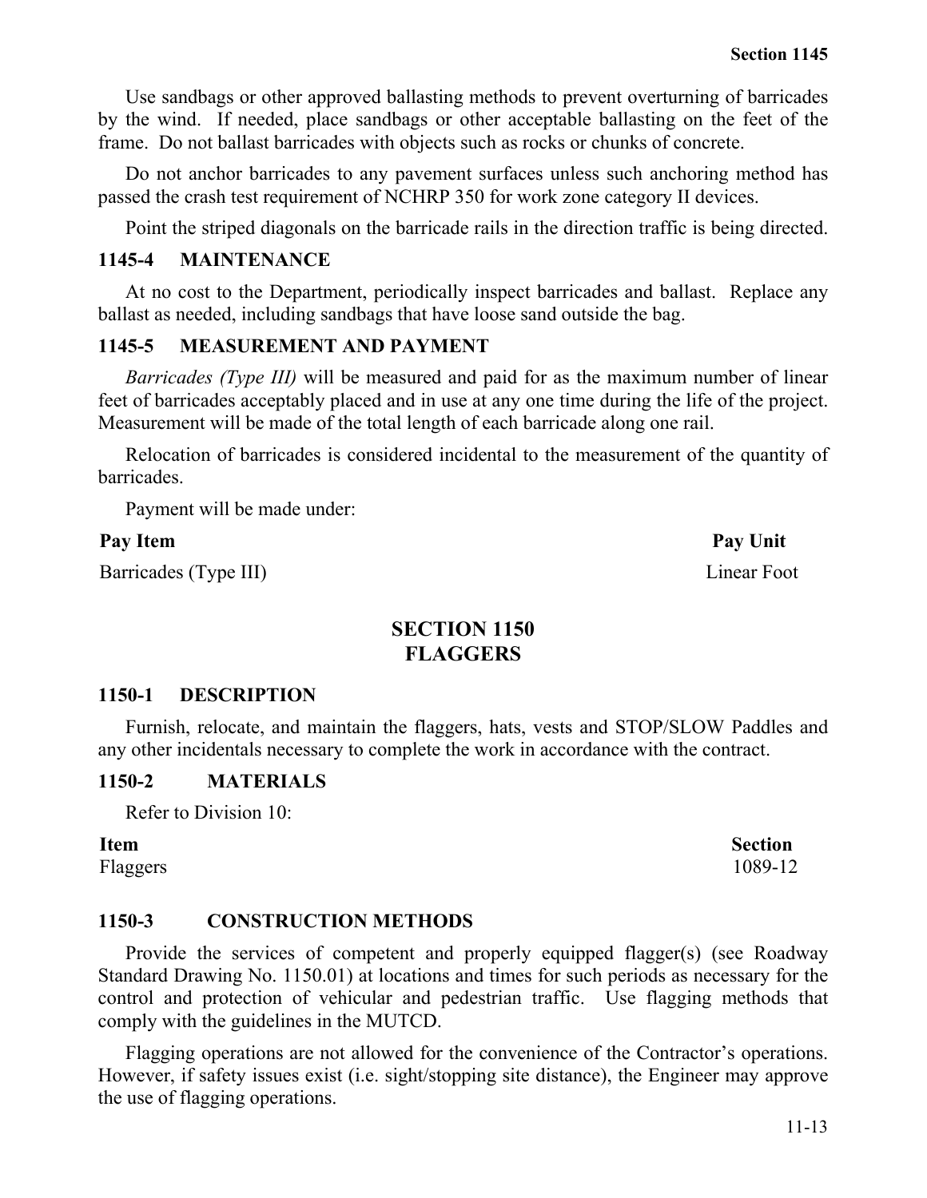Use sandbags or other approved ballasting methods to prevent overturning of barricades by the wind. If needed, place sandbags or other acceptable ballasting on the feet of the frame. Do not ballast barricades with objects such as rocks or chunks of concrete.

Do not anchor barricades to any pavement surfaces unless such anchoring method has passed the crash test requirement of NCHRP 350 for work zone category II devices.

Point the striped diagonals on the barricade rails in the direction traffic is being directed.

### 1145-4 MAINTENANCE

At no cost to the Department, periodically inspect barricades and ballast. Replace any ballast as needed, including sandbags that have loose sand outside the bag.

### 1145-5 MEASUREMENT AND PAYMENT

*Barricades (Type III)* will be measured and paid for as the maximum number of linear feet of barricades acceptably placed and in use at any one time during the life of the project. Measurement will be made of the total length of each barricade along one rail.

Relocation of barricades is considered incidental to the measurement of the quantity of barricades.

Payment will be made under:

| Pay Item | Pay Unit |
|---|---|
| Barricades (Type III) | Linear Foot |

## SECTION 1150
## FLAGGERS

### 1150-1 DESCRIPTION

Furnish, relocate, and maintain the flaggers, hats, vests and STOP/SLOW Paddles and any other incidentals necessary to complete the work in accordance with the contract.

### 1150-2 MATERIALS

Refer to Division 10:

| Item | Section |
|---|---|
| Flaggers | 1089-12 |

### 1150-3 CONSTRUCTION METHODS

Provide the services of competent and properly equipped flagger(s) (see Roadway Standard Drawing No. 1150.01) at locations and times for such periods as necessary for the control and protection of vehicular and pedestrian traffic. Use flagging methods that comply with the guidelines in the MUTCD.

Flagging operations are not allowed for the convenience of the Contractor's operations. However, if safety issues exist (i.e. sight/stopping site distance), the Engineer may approve the use of flagging operations.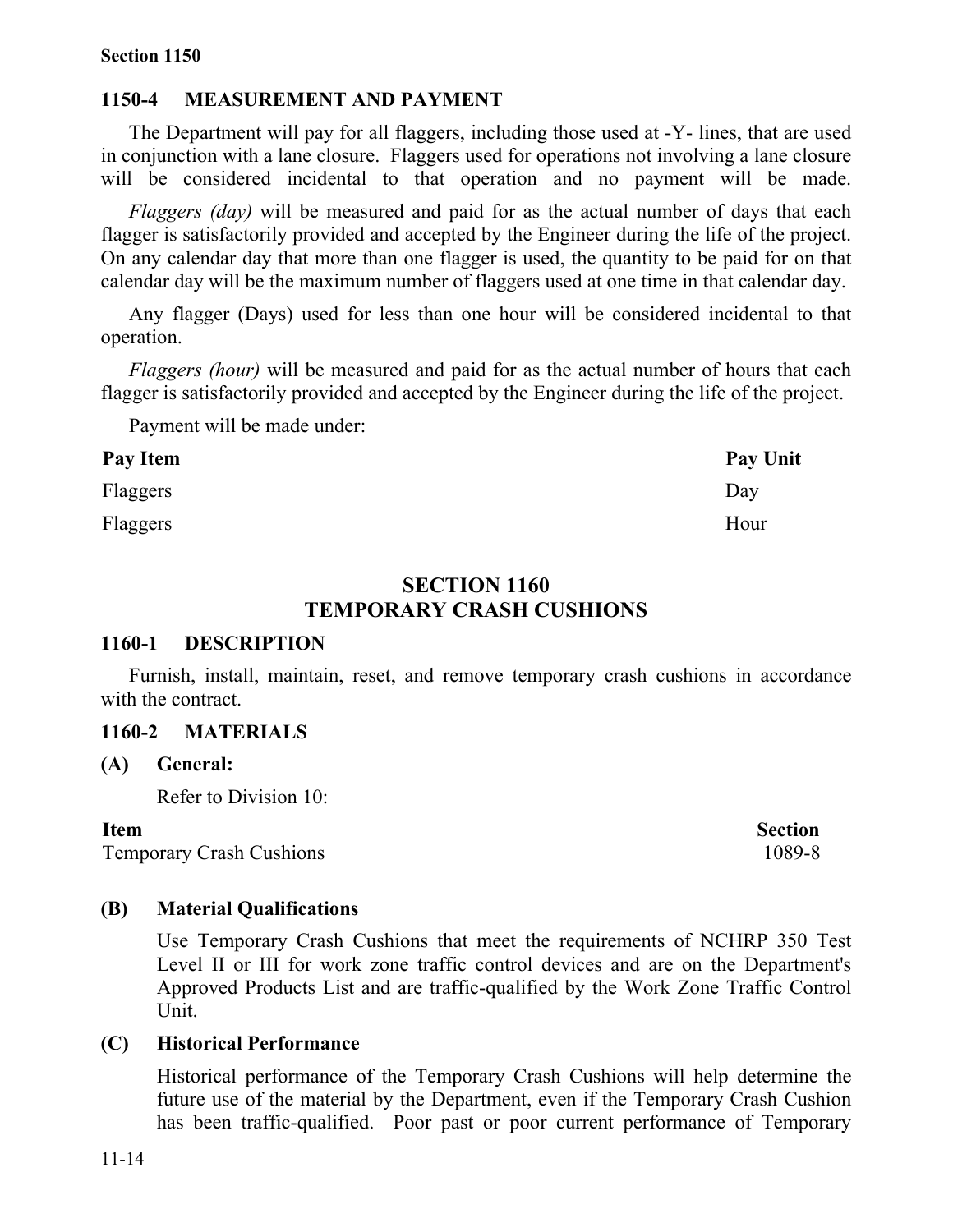### 1150-4 MEASUREMENT AND PAYMENT

The Department will pay for all flaggers, including those used at -Y- lines, that are used in conjunction with a lane closure. Flaggers used for operations not involving a lane closure will be considered incidental to that operation and no payment will be made.

*Flaggers (day)* will be measured and paid for as the actual number of days that each flagger is satisfactorily provided and accepted by the Engineer during the life of the project. On any calendar day that more than one flagger is used, the quantity to be paid for on that calendar day will be the maximum number of flaggers used at one time in that calendar day.

Any flagger (Days) used for less than one hour will be considered incidental to that operation.

*Flaggers (hour)* will be measured and paid for as the actual number of hours that each flagger is satisfactorily provided and accepted by the Engineer during the life of the project.

Payment will be made under:

| Pay Item | Pay Unit |
|---|---|
| Flaggers | Day |
| Flaggers | Hour |

## SECTION 1160
## TEMPORARY CRASH CUSHIONS

### 1160-1 DESCRIPTION

Furnish, install, maintain, reset, and remove temporary crash cushions in accordance with the contract.

### 1160-2 MATERIALS

**(A) General:**

Refer to Division 10:

| Item | Section |
|---|---|
| Temporary Crash Cushions | 1089-8 |

**(B) Material Qualifications**

Use Temporary Crash Cushions that meet the requirements of NCHRP 350 Test Level II or III for work zone traffic control devices and are on the Department's Approved Products List and are traffic-qualified by the Work Zone Traffic Control Unit.

**(C) Historical Performance**

Historical performance of the Temporary Crash Cushions will help determine the future use of the material by the Department, even if the Temporary Crash Cushion has been traffic-qualified. Poor past or poor current performance of Temporary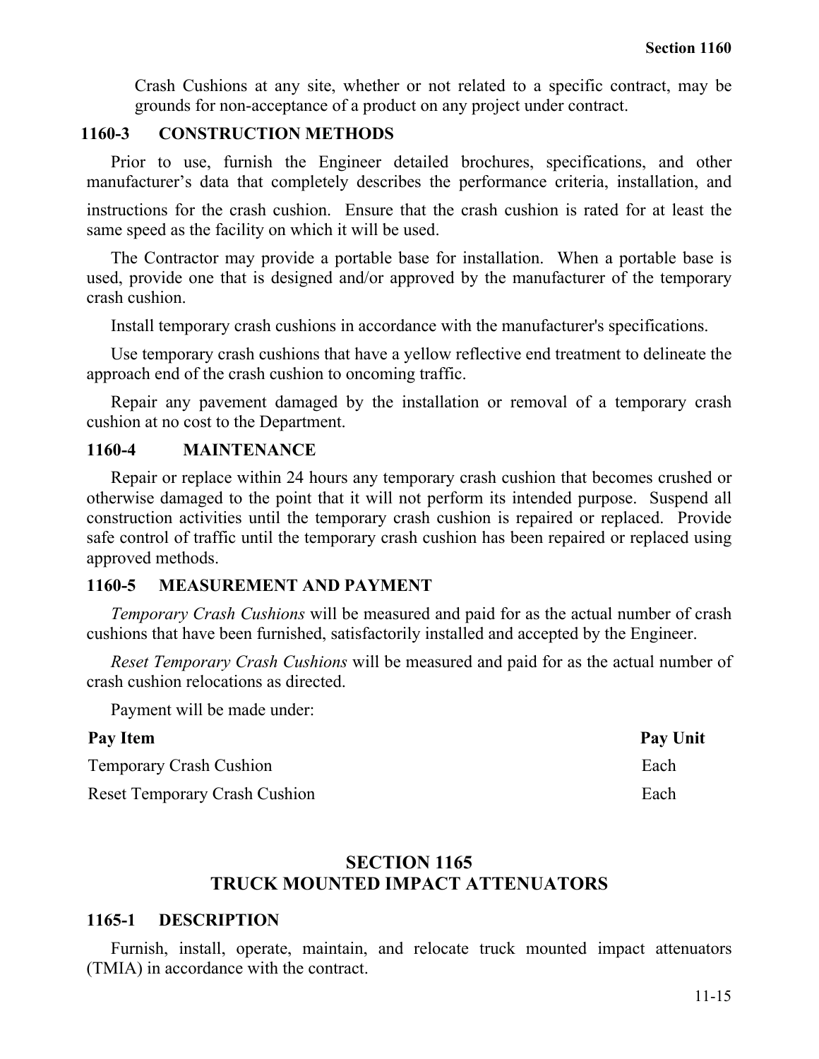Crash Cushions at any site, whether or not related to a specific contract, may be grounds for non-acceptance of a product on any project under contract.

### 1160-3 CONSTRUCTION METHODS

Prior to use, furnish the Engineer detailed brochures, specifications, and other manufacturer's data that completely describes the performance criteria, installation, and instructions for the crash cushion. Ensure that the crash cushion is rated for at least the same speed as the facility on which it will be used.

The Contractor may provide a portable base for installation. When a portable base is used, provide one that is designed and/or approved by the manufacturer of the temporary crash cushion.

Install temporary crash cushions in accordance with the manufacturer's specifications.

Use temporary crash cushions that have a yellow reflective end treatment to delineate the approach end of the crash cushion to oncoming traffic.

Repair any pavement damaged by the installation or removal of a temporary crash cushion at no cost to the Department.

### 1160-4 MAINTENANCE

Repair or replace within 24 hours any temporary crash cushion that becomes crushed or otherwise damaged to the point that it will not perform its intended purpose. Suspend all construction activities until the temporary crash cushion is repaired or replaced. Provide safe control of traffic until the temporary crash cushion has been repaired or replaced using approved methods.

### 1160-5 MEASUREMENT AND PAYMENT

*Temporary Crash Cushions* will be measured and paid for as the actual number of crash cushions that have been furnished, satisfactorily installed and accepted by the Engineer.

*Reset Temporary Crash Cushions* will be measured and paid for as the actual number of crash cushion relocations as directed.

Payment will be made under:

| Pay Item | Pay Unit |
|---|---|
| Temporary Crash Cushion | Each |
| Reset Temporary Crash Cushion | Each |

## SECTION 1165
## TRUCK MOUNTED IMPACT ATTENUATORS

### 1165-1 DESCRIPTION

Furnish, install, operate, maintain, and relocate truck mounted impact attenuators (TMIA) in accordance with the contract.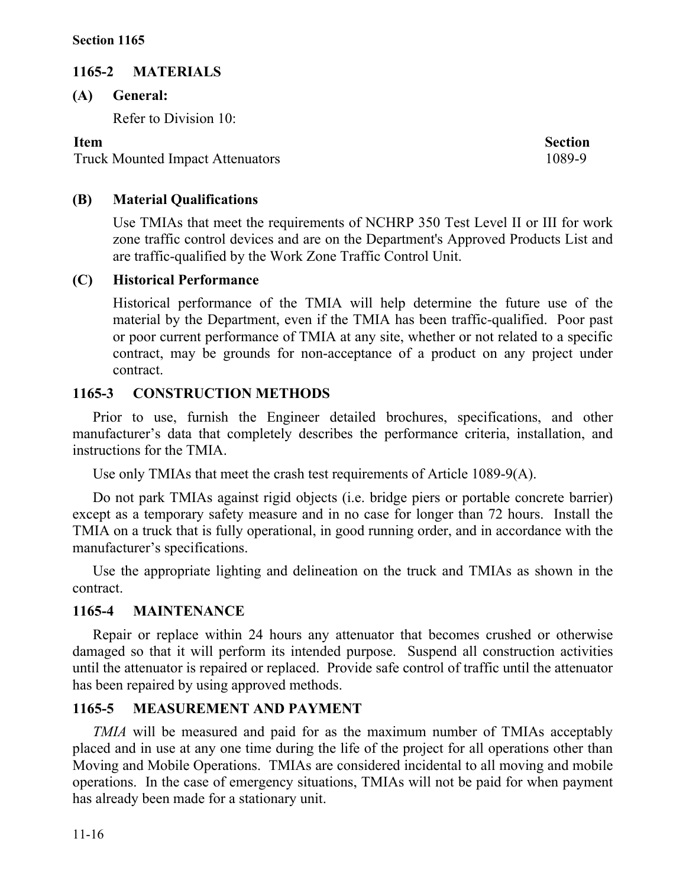## 1165-2 MATERIALS

### (A) General:

Refer to Division 10:

| Item | Section |
|---|---|
| Truck Mounted Impact Attenuators | 1089-9 |

### (B) Material Qualifications

Use TMIAs that meet the requirements of NCHRP 350 Test Level II or III for work zone traffic control devices and are on the Department's Approved Products List and are traffic-qualified by the Work Zone Traffic Control Unit.

### (C) Historical Performance

Historical performance of the TMIA will help determine the future use of the material by the Department, even if the TMIA has been traffic-qualified. Poor past or poor current performance of TMIA at any site, whether or not related to a specific contract, may be grounds for non-acceptance of a product on any project under contract.

## 1165-3 CONSTRUCTION METHODS

Prior to use, furnish the Engineer detailed brochures, specifications, and other manufacturer's data that completely describes the performance criteria, installation, and instructions for the TMIA.

Use only TMIAs that meet the crash test requirements of Article 1089-9(A).

Do not park TMIAs against rigid objects (i.e. bridge piers or portable concrete barrier) except as a temporary safety measure and in no case for longer than 72 hours. Install the TMIA on a truck that is fully operational, in good running order, and in accordance with the manufacturer's specifications.

Use the appropriate lighting and delineation on the truck and TMIAs as shown in the contract.

## 1165-4 MAINTENANCE

Repair or replace within 24 hours any attenuator that becomes crushed or otherwise damaged so that it will perform its intended purpose. Suspend all construction activities until the attenuator is repaired or replaced. Provide safe control of traffic until the attenuator has been repaired by using approved methods.

## 1165-5 MEASUREMENT AND PAYMENT

*TMIA* will be measured and paid for as the maximum number of TMIAs acceptably placed and in use at any one time during the life of the project for all operations other than Moving and Mobile Operations. TMIAs are considered incidental to all moving and mobile operations. In the case of emergency situations, TMIAs will not be paid for when payment has already been made for a stationary unit.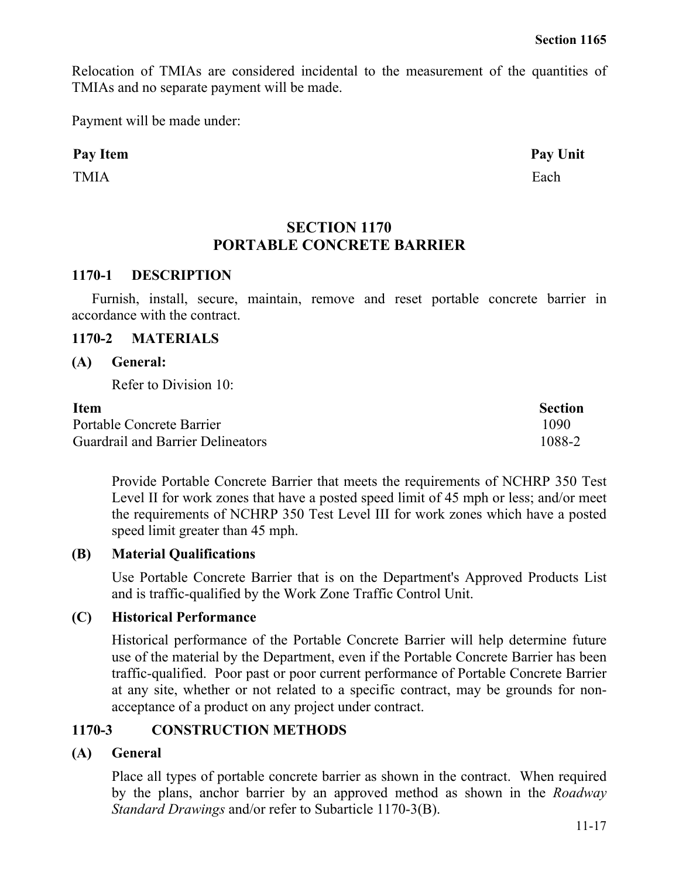Relocation of TMIAs are considered incidental to the measurement of the quantities of TMIAs and no separate payment will be made.

Payment will be made under:

| Pay Item | Pay Unit |
|---|---|
| TMIA | Each |

# SECTION 1170
# PORTABLE CONCRETE BARRIER

## 1170-1 DESCRIPTION

Furnish, install, secure, maintain, remove and reset portable concrete barrier in accordance with the contract.

## 1170-2 MATERIALS

### (A) General:

Refer to Division 10:

| Item | Section |
|---|---|
| Portable Concrete Barrier | 1090 |
| Guardrail and Barrier Delineators | 1088-2 |

Provide Portable Concrete Barrier that meets the requirements of NCHRP 350 Test Level II for work zones that have a posted speed limit of 45 mph or less; and/or meet the requirements of NCHRP 350 Test Level III for work zones which have a posted speed limit greater than 45 mph.

### (B) Material Qualifications

Use Portable Concrete Barrier that is on the Department's Approved Products List and is traffic-qualified by the Work Zone Traffic Control Unit.

### (C) Historical Performance

Historical performance of the Portable Concrete Barrier will help determine future use of the material by the Department, even if the Portable Concrete Barrier has been traffic-qualified. Poor past or poor current performance of Portable Concrete Barrier at any site, whether or not related to a specific contract, may be grounds for non-acceptance of a product on any project under contract.

## 1170-3 CONSTRUCTION METHODS

### (A) General

Place all types of portable concrete barrier as shown in the contract. When required by the plans, anchor barrier by an approved method as shown in the *Roadway Standard Drawings* and/or refer to Subarticle 1170-3(B).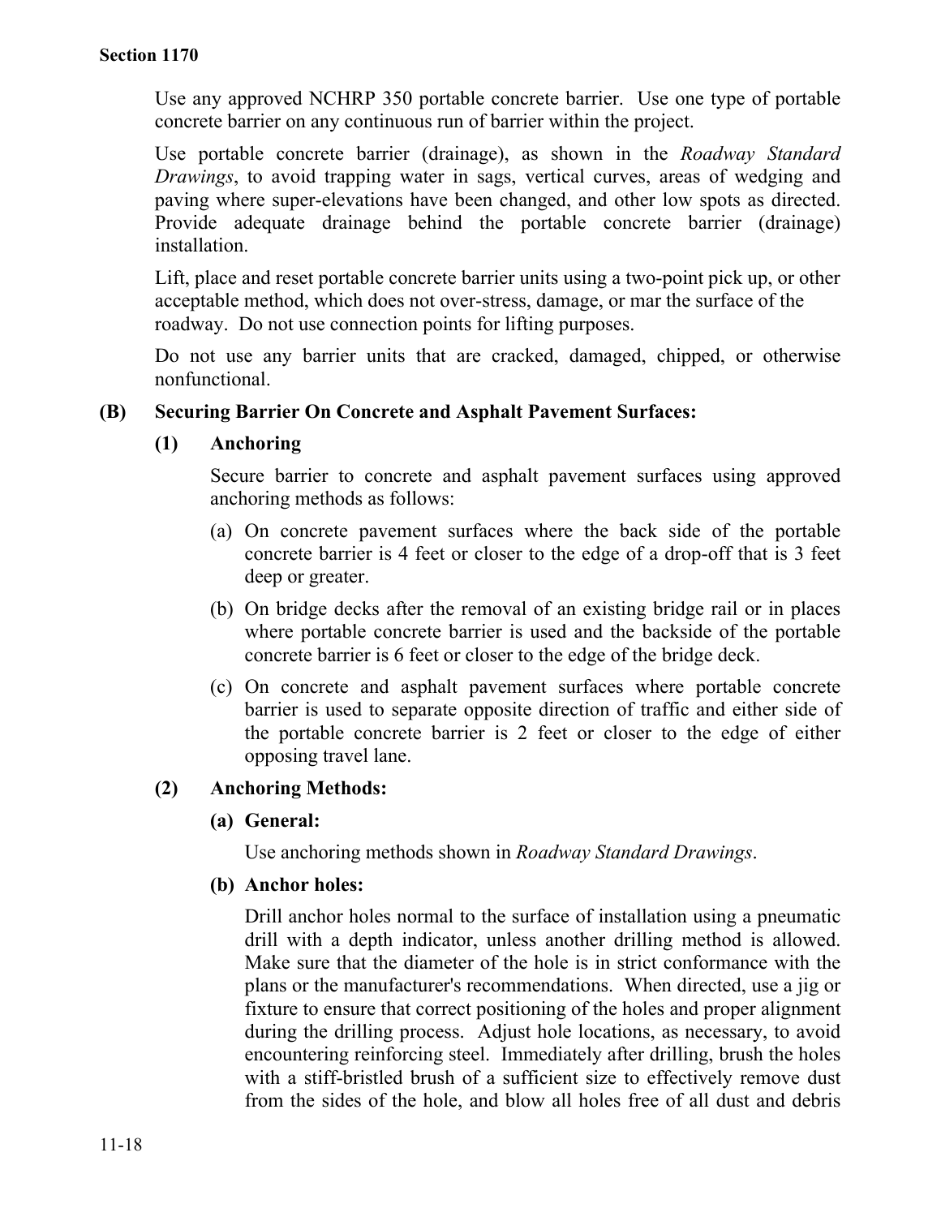Use any approved NCHRP 350 portable concrete barrier. Use one type of portable concrete barrier on any continuous run of barrier within the project.

Use portable concrete barrier (drainage), as shown in the *Roadway Standard Drawings*, to avoid trapping water in sags, vertical curves, areas of wedging and paving where super-elevations have been changed, and other low spots as directed. Provide adequate drainage behind the portable concrete barrier (drainage) installation.

Lift, place and reset portable concrete barrier units using a two-point pick up, or other acceptable method, which does not over-stress, damage, or mar the surface of the roadway. Do not use connection points for lifting purposes.

Do not use any barrier units that are cracked, damaged, chipped, or otherwise nonfunctional.

**(B) Securing Barrier On Concrete and Asphalt Pavement Surfaces:**

**(1) Anchoring**

Secure barrier to concrete and asphalt pavement surfaces using approved anchoring methods as follows:

(a) On concrete pavement surfaces where the back side of the portable concrete barrier is 4 feet or closer to the edge of a drop-off that is 3 feet deep or greater.

(b) On bridge decks after the removal of an existing bridge rail or in places where portable concrete barrier is used and the backside of the portable concrete barrier is 6 feet or closer to the edge of the bridge deck.

(c) On concrete and asphalt pavement surfaces where portable concrete barrier is used to separate opposite direction of traffic and either side of the portable concrete barrier is 2 feet or closer to the edge of either opposing travel lane.

**(2) Anchoring Methods:**

**(a) General:**

Use anchoring methods shown in *Roadway Standard Drawings*.

**(b) Anchor holes:**

Drill anchor holes normal to the surface of installation using a pneumatic drill with a depth indicator, unless another drilling method is allowed. Make sure that the diameter of the hole is in strict conformance with the plans or the manufacturer's recommendations. When directed, use a jig or fixture to ensure that correct positioning of the holes and proper alignment during the drilling process. Adjust hole locations, as necessary, to avoid encountering reinforcing steel. Immediately after drilling, brush the holes with a stiff-bristled brush of a sufficient size to effectively remove dust from the sides of the hole, and blow all holes free of all dust and debris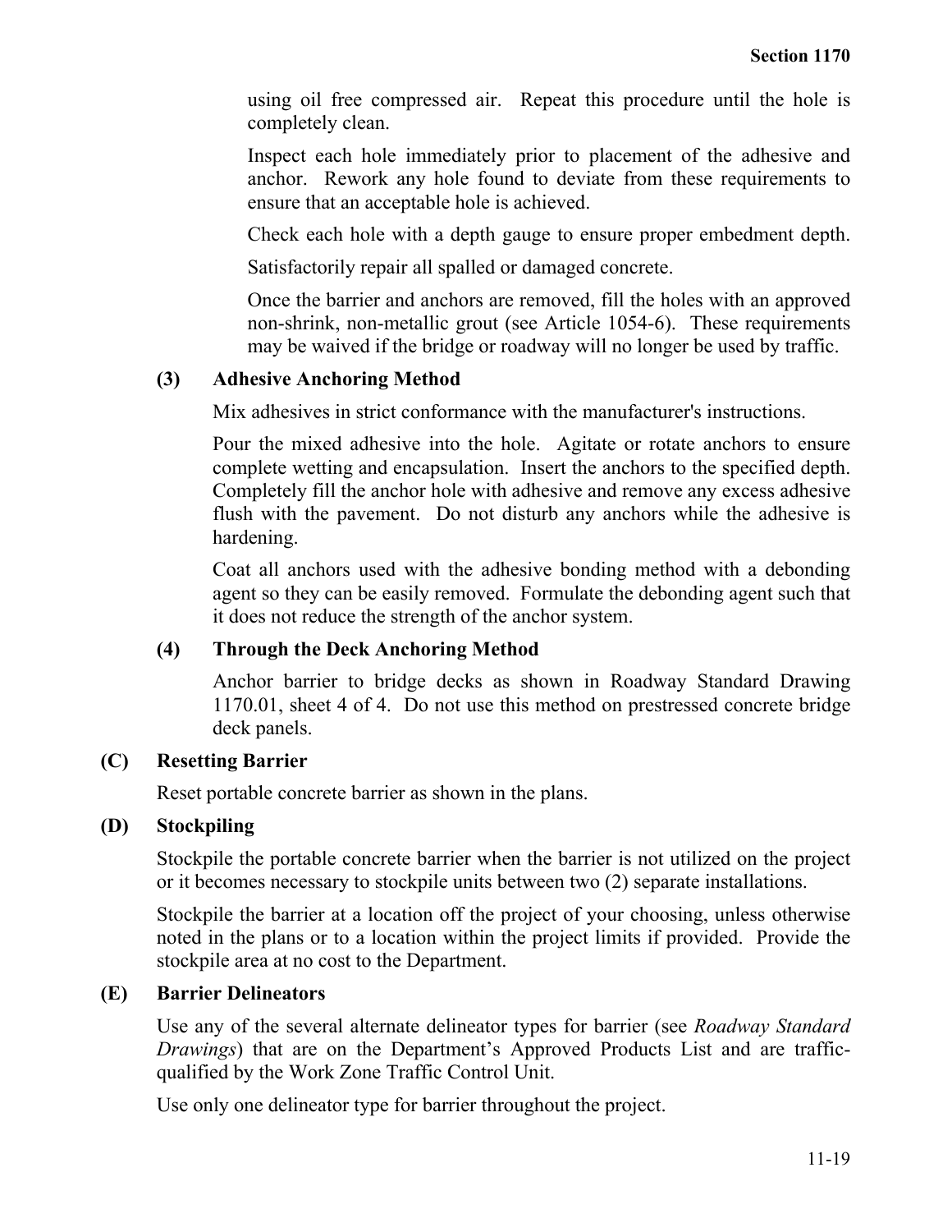using oil free compressed air. Repeat this procedure until the hole is completely clean.

Inspect each hole immediately prior to placement of the adhesive and anchor. Rework any hole found to deviate from these requirements to ensure that an acceptable hole is achieved.

Check each hole with a depth gauge to ensure proper embedment depth.

Satisfactorily repair all spalled or damaged concrete.

Once the barrier and anchors are removed, fill the holes with an approved non-shrink, non-metallic grout (see Article 1054-6). These requirements may be waived if the bridge or roadway will no longer be used by traffic.

**(3) Adhesive Anchoring Method**

Mix adhesives in strict conformance with the manufacturer's instructions.

Pour the mixed adhesive into the hole. Agitate or rotate anchors to ensure complete wetting and encapsulation. Insert the anchors to the specified depth. Completely fill the anchor hole with adhesive and remove any excess adhesive flush with the pavement. Do not disturb any anchors while the adhesive is hardening.

Coat all anchors used with the adhesive bonding method with a debonding agent so they can be easily removed. Formulate the debonding agent such that it does not reduce the strength of the anchor system.

**(4) Through the Deck Anchoring Method**

Anchor barrier to bridge decks as shown in Roadway Standard Drawing 1170.01, sheet 4 of 4. Do not use this method on prestressed concrete bridge deck panels.

**(C) Resetting Barrier**

Reset portable concrete barrier as shown in the plans.

**(D) Stockpiling**

Stockpile the portable concrete barrier when the barrier is not utilized on the project or it becomes necessary to stockpile units between two (2) separate installations.

Stockpile the barrier at a location off the project of your choosing, unless otherwise noted in the plans or to a location within the project limits if provided. Provide the stockpile area at no cost to the Department.

**(E) Barrier Delineators**

Use any of the several alternate delineator types for barrier (see *Roadway Standard Drawings*) that are on the Department's Approved Products List and are traffic-qualified by the Work Zone Traffic Control Unit.

Use only one delineator type for barrier throughout the project.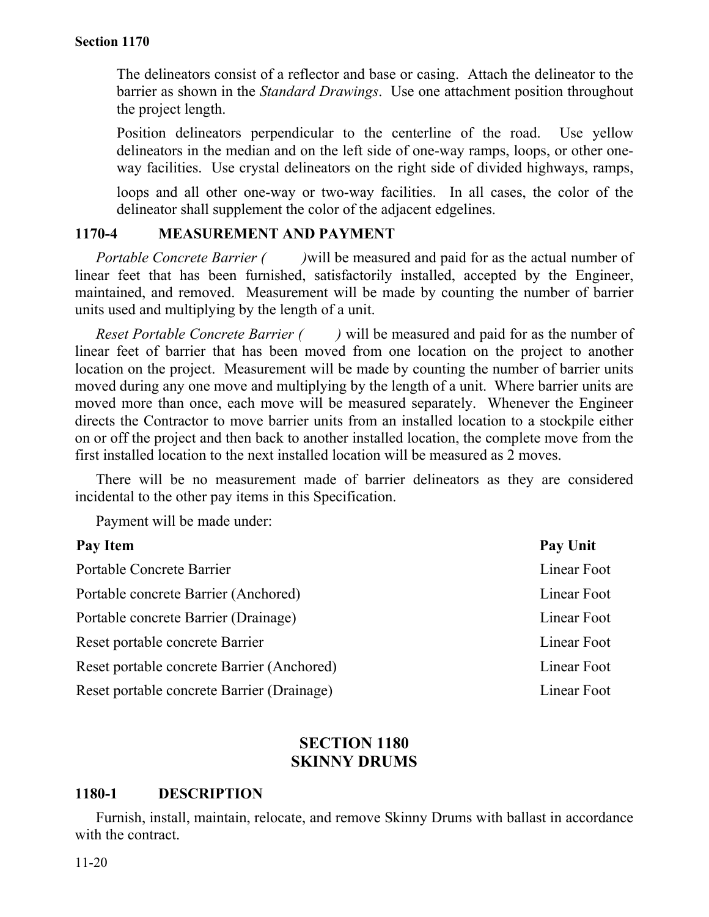The delineators consist of a reflector and base or casing. Attach the delineator to the barrier as shown in the *Standard Drawings*. Use one attachment position throughout the project length.

Position delineators perpendicular to the centerline of the road. Use yellow delineators in the median and on the left side of one-way ramps, loops, or other one-way facilities. Use crystal delineators on the right side of divided highways, ramps, loops and all other one-way or two-way facilities. In all cases, the color of the delineator shall supplement the color of the adjacent edgelines.

## 1170-4 MEASUREMENT AND PAYMENT

*Portable Concrete Barrier (     )* will be measured and paid for as the actual number of linear feet that has been furnished, satisfactorily installed, accepted by the Engineer, maintained, and removed. Measurement will be made by counting the number of barrier units used and multiplying by the length of a unit.

*Reset Portable Concrete Barrier (     )* will be measured and paid for as the number of linear feet of barrier that has been moved from one location on the project to another location on the project. Measurement will be made by counting the number of barrier units moved during any one move and multiplying by the length of a unit. Where barrier units are moved more than once, each move will be measured separately. Whenever the Engineer directs the Contractor to move barrier units from an installed location to a stockpile either on or off the project and then back to another installed location, the complete move from the first installed location to the next installed location will be measured as 2 moves.

There will be no measurement made of barrier delineators as they are considered incidental to the other pay items in this Specification.

Payment will be made under:

| Pay Item | Pay Unit |
|---|---|
| Portable Concrete Barrier | Linear Foot |
| Portable concrete Barrier (Anchored) | Linear Foot |
| Portable concrete Barrier (Drainage) | Linear Foot |
| Reset portable concrete Barrier | Linear Foot |
| Reset portable concrete Barrier (Anchored) | Linear Foot |
| Reset portable concrete Barrier (Drainage) | Linear Foot |

# SECTION 1180 SKINNY DRUMS

## 1180-1 DESCRIPTION

Furnish, install, maintain, relocate, and remove Skinny Drums with ballast in accordance with the contract.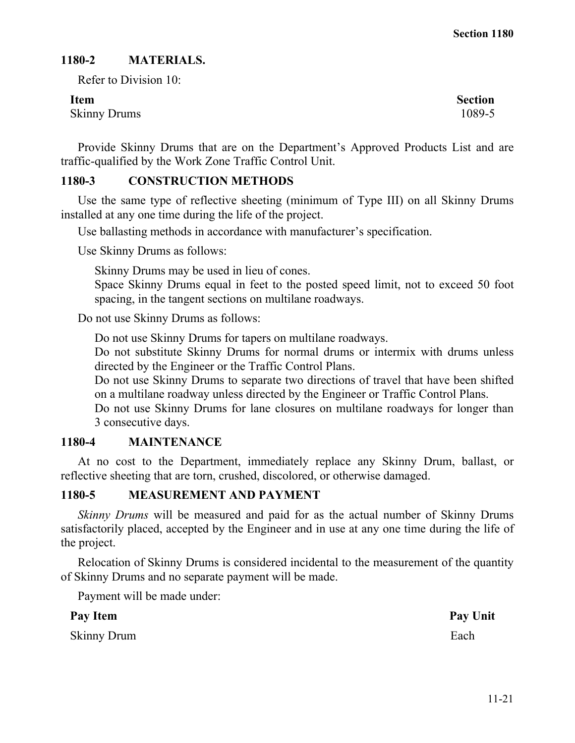## 1180-2 MATERIALS.

Refer to Division 10:

| Item | Section |
|---|---|
| Skinny Drums | 1089-5 |

Provide Skinny Drums that are on the Department's Approved Products List and are traffic-qualified by the Work Zone Traffic Control Unit.

## 1180-3 CONSTRUCTION METHODS

Use the same type of reflective sheeting (minimum of Type III) on all Skinny Drums installed at any one time during the life of the project.

Use ballasting methods in accordance with manufacturer's specification.

Use Skinny Drums as follows:

Skinny Drums may be used in lieu of cones.
Space Skinny Drums equal in feet to the posted speed limit, not to exceed 50 foot spacing, in the tangent sections on multilane roadways.

Do not use Skinny Drums as follows:

Do not use Skinny Drums for tapers on multilane roadways.
Do not substitute Skinny Drums for normal drums or intermix with drums unless directed by the Engineer or the Traffic Control Plans.
Do not use Skinny Drums to separate two directions of travel that have been shifted on a multilane roadway unless directed by the Engineer or Traffic Control Plans.
Do not use Skinny Drums for lane closures on multilane roadways for longer than 3 consecutive days.

## 1180-4 MAINTENANCE

At no cost to the Department, immediately replace any Skinny Drum, ballast, or reflective sheeting that are torn, crushed, discolored, or otherwise damaged.

## 1180-5 MEASUREMENT AND PAYMENT

*Skinny Drums* will be measured and paid for as the actual number of Skinny Drums satisfactorily placed, accepted by the Engineer and in use at any one time during the life of the project.

Relocation of Skinny Drums is considered incidental to the measurement of the quantity of Skinny Drums and no separate payment will be made.

Payment will be made under:

| Pay Item | Pay Unit |
|---|---|
| Skinny Drum | Each |